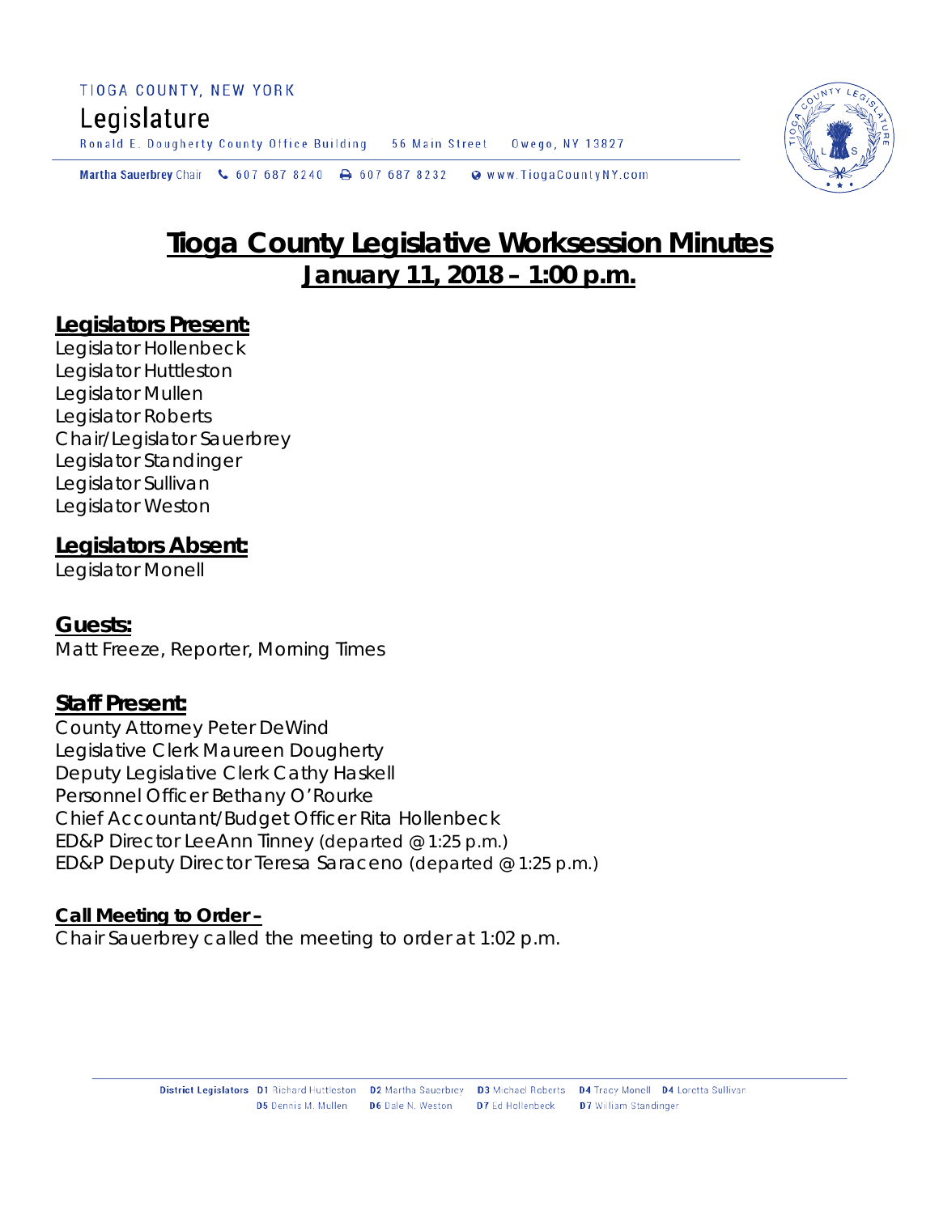TIOGA COUNTY, NEW YORK

Legislature

Ronald E. Dougherty County Office Building 56 Main Street Owego, NY 13827

Martha Sauerbrey Chair 607 687 8240 607 687 8232 www.TiogaCountyNY.com

# Tioga County Legislative Worksession Minutes

## January 11, 2018 – 1:00 p.m.

**Legislators Present:**

Legislator Hollenbeck
Legislator Huttleston
Legislator Mullen
Legislator Roberts
Chair/Legislator Sauerbrey
Legislator Standinger
Legislator Sullivan
Legislator Weston

**Legislators Absent:**

Legislator Monell

**Guests:**

Matt Freeze, Reporter, Morning Times

**Staff Present:**

County Attorney Peter DeWind
Legislative Clerk Maureen Dougherty
Deputy Legislative Clerk Cathy Haskell
Personnel Officer Bethany O'Rourke
Chief Accountant/Budget Officer Rita Hollenbeck
ED&P Director LeeAnn Tinney (departed @ 1:25 p.m.)
ED&P Deputy Director Teresa Saraceno (departed @ 1:25 p.m.)

**Call Meeting to Order –**

Chair Sauerbrey called the meeting to order at 1:02 p.m.

District Legislators D1 Richard Huttleston D2 Martha Sauerbrey D3 Michael Roberts D4 Tracy Monell D4 Loretta Sullivan D5 Dennis M. Mullen D6 Dale N. Weston D7 Ed Hollenbeck D7 William Standinger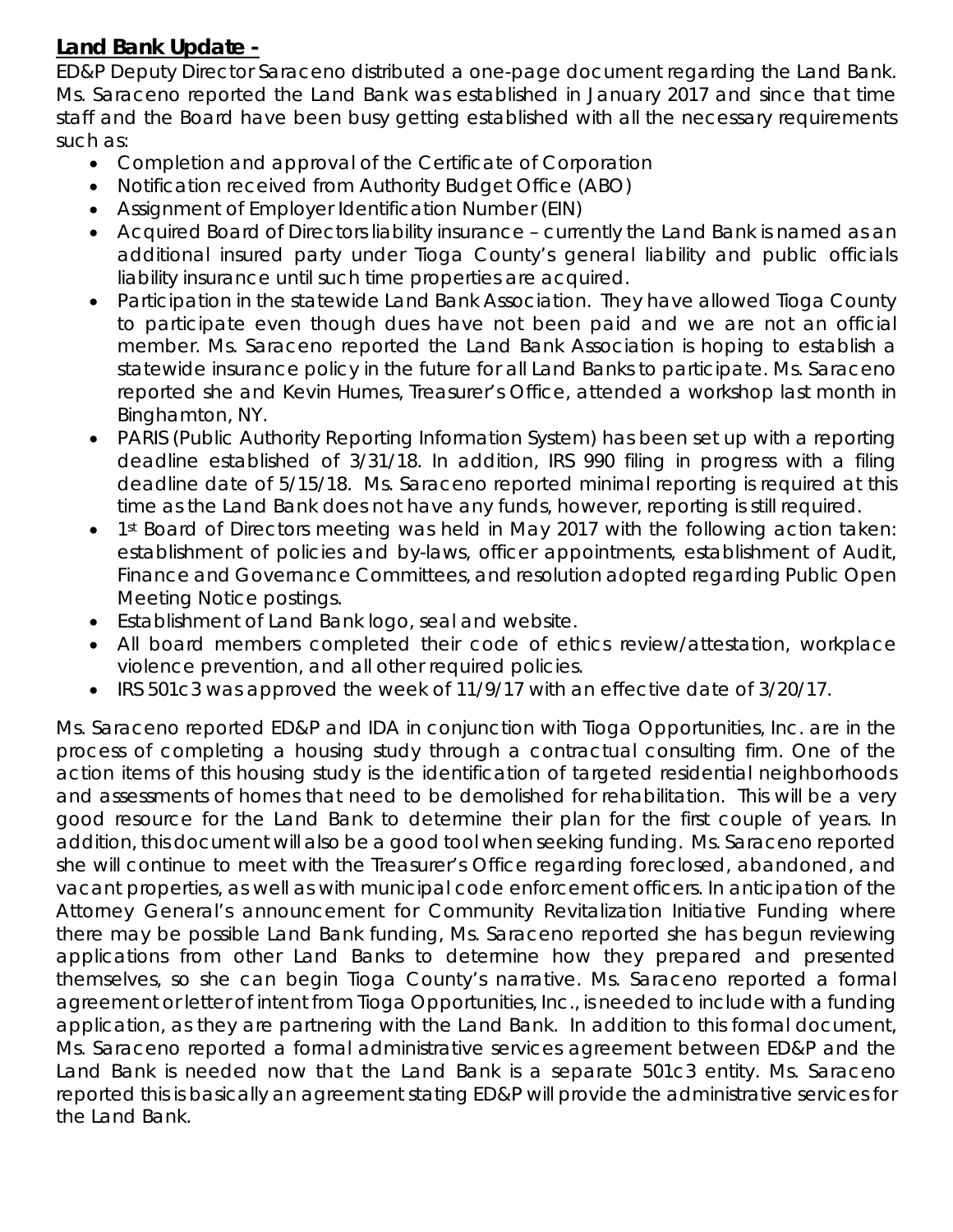**Land Bank Update -**

ED&P Deputy Director Saraceno distributed a one-page document regarding the Land Bank. Ms. Saraceno reported the Land Bank was established in January 2017 and since that time staff and the Board have been busy getting established with all the necessary requirements such as:

- Completion and approval of the Certificate of Corporation
- Notification received from Authority Budget Office (ABO)
- Assignment of Employer Identification Number (EIN)
- Acquired Board of Directors liability insurance – currently the Land Bank is named as an additional insured party under Tioga County's general liability and public officials liability insurance until such time properties are acquired.
- Participation in the statewide Land Bank Association. They have allowed Tioga County to participate even though dues have not been paid and we are not an official member. Ms. Saraceno reported the Land Bank Association is hoping to establish a statewide insurance policy in the future for all Land Banks to participate. Ms. Saraceno reported she and Kevin Humes, Treasurer's Office, attended a workshop last month in Binghamton, NY.
- PARIS (Public Authority Reporting Information System) has been set up with a reporting deadline established of 3/31/18. In addition, IRS 990 filing in progress with a filing deadline date of 5/15/18. Ms. Saraceno reported minimal reporting is required at this time as the Land Bank does not have any funds, however, reporting is still required.
- 1st Board of Directors meeting was held in May 2017 with the following action taken: establishment of policies and by-laws, officer appointments, establishment of Audit, Finance and Governance Committees, and resolution adopted regarding Public Open Meeting Notice postings.
- Establishment of Land Bank logo, seal and website.
- All board members completed their code of ethics review/attestation, workplace violence prevention, and all other required policies.
- IRS 501c3 was approved the week of 11/9/17 with an effective date of 3/20/17.

Ms. Saraceno reported ED&P and IDA in conjunction with Tioga Opportunities, Inc. are in the process of completing a housing study through a contractual consulting firm. One of the action items of this housing study is the identification of targeted residential neighborhoods and assessments of homes that need to be demolished for rehabilitation. This will be a very good resource for the Land Bank to determine their plan for the first couple of years. In addition, this document will also be a good tool when seeking funding. Ms. Saraceno reported she will continue to meet with the Treasurer's Office regarding foreclosed, abandoned, and vacant properties, as well as with municipal code enforcement officers. In anticipation of the Attorney General's announcement for Community Revitalization Initiative Funding where there may be possible Land Bank funding, Ms. Saraceno reported she has begun reviewing applications from other Land Banks to determine how they prepared and presented themselves, so she can begin Tioga County's narrative. Ms. Saraceno reported a formal agreement or letter of intent from Tioga Opportunities, Inc., is needed to include with a funding application, as they are partnering with the Land Bank. In addition to this formal document, Ms. Saraceno reported a formal administrative services agreement between ED&P and the Land Bank is needed now that the Land Bank is a separate 501c3 entity. Ms. Saraceno reported this is basically an agreement stating ED&P will provide the administrative services for the Land Bank.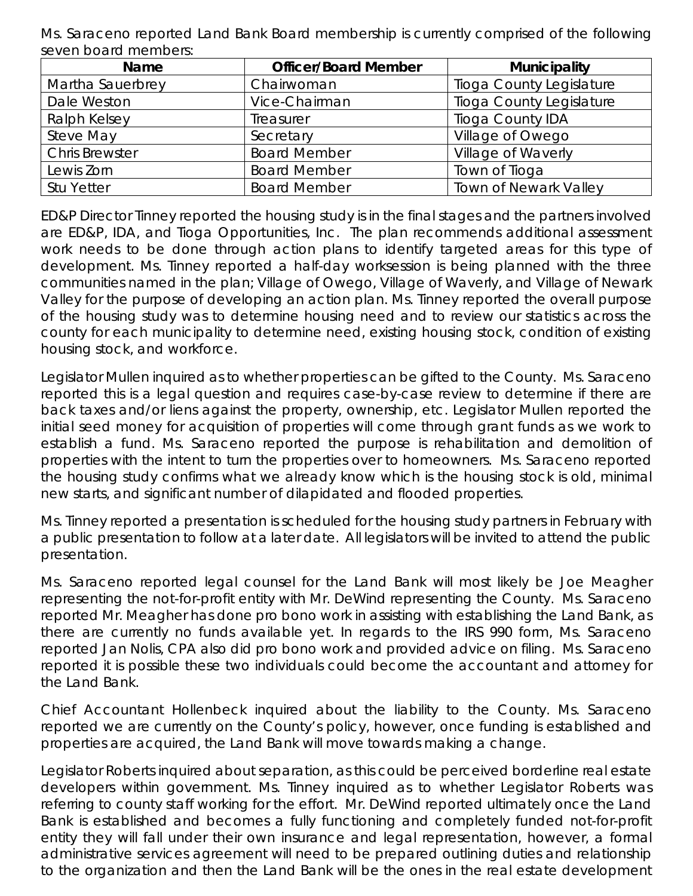Ms. Saraceno reported Land Bank Board membership is currently comprised of the following seven board members:

| Name | Officer/Board Member | Municipality |
|---|---|---|
| Martha Sauerbrey | Chairwoman | Tioga County Legislature |
| Dale Weston | Vice-Chairman | Tioga County Legislature |
| Ralph Kelsey | Treasurer | Tioga County IDA |
| Steve May | Secretary | Village of Owego |
| Chris Brewster | Board Member | Village of Waverly |
| Lewis Zorn | Board Member | Town of Tioga |
| Stu Yetter | Board Member | Town of Newark Valley |

ED&P Director Tinney reported the housing study is in the final stages and the partners involved are ED&P, IDA, and Tioga Opportunities, Inc. The plan recommends additional assessment work needs to be done through action plans to identify targeted areas for this type of development. Ms. Tinney reported a half-day worksession is being planned with the three communities named in the plan; Village of Owego, Village of Waverly, and Village of Newark Valley for the purpose of developing an action plan. Ms. Tinney reported the overall purpose of the housing study was to determine housing need and to review our statistics across the county for each municipality to determine need, existing housing stock, condition of existing housing stock, and workforce.

Legislator Mullen inquired as to whether properties can be gifted to the County. Ms. Saraceno reported this is a legal question and requires case-by-case review to determine if there are back taxes and/or liens against the property, ownership, etc. Legislator Mullen reported the initial seed money for acquisition of properties will come through grant funds as we work to establish a fund. Ms. Saraceno reported the purpose is rehabilitation and demolition of properties with the intent to turn the properties over to homeowners. Ms. Saraceno reported the housing study confirms what we already know which is the housing stock is old, minimal new starts, and significant number of dilapidated and flooded properties.

Ms. Tinney reported a presentation is scheduled for the housing study partners in February with a public presentation to follow at a later date. All legislators will be invited to attend the public presentation.

Ms. Saraceno reported legal counsel for the Land Bank will most likely be Joe Meagher representing the not-for-profit entity with Mr. DeWind representing the County. Ms. Saraceno reported Mr. Meagher has done pro bono work in assisting with establishing the Land Bank, as there are currently no funds available yet. In regards to the IRS 990 form, Ms. Saraceno reported Jan Nolis, CPA also did pro bono work and provided advice on filing. Ms. Saraceno reported it is possible these two individuals could become the accountant and attorney for the Land Bank.

Chief Accountant Hollenbeck inquired about the liability to the County. Ms. Saraceno reported we are currently on the County's policy, however, once funding is established and properties are acquired, the Land Bank will move towards making a change.

Legislator Roberts inquired about separation, as this could be perceived borderline real estate developers within government. Ms. Tinney inquired as to whether Legislator Roberts was referring to county staff working for the effort. Mr. DeWind reported ultimately once the Land Bank is established and becomes a fully functioning and completely funded not-for-profit entity they will fall under their own insurance and legal representation, however, a formal administrative services agreement will need to be prepared outlining duties and relationship to the organization and then the Land Bank will be the ones in the real estate development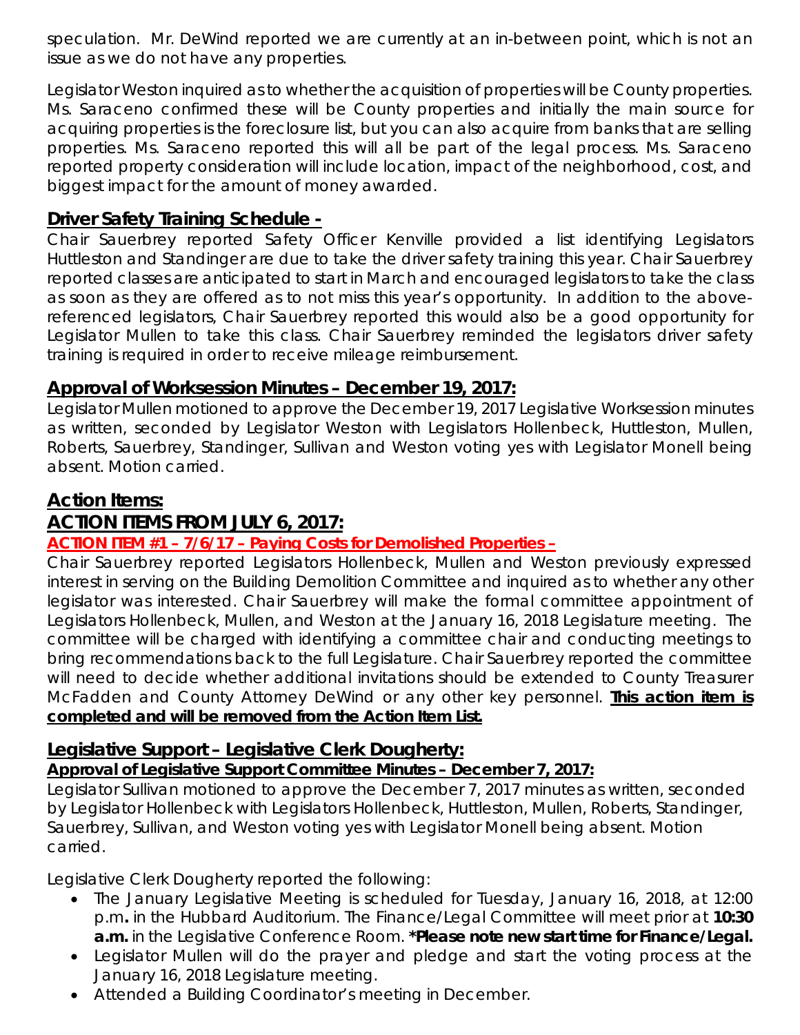speculation. Mr. DeWind reported we are currently at an in-between point, which is not an issue as we do not have any properties.

Legislator Weston inquired as to whether the acquisition of properties will be County properties. Ms. Saraceno confirmed these will be County properties and initially the main source for acquiring properties is the foreclosure list, but you can also acquire from banks that are selling properties. Ms. Saraceno reported this will all be part of the legal process. Ms. Saraceno reported property consideration will include location, impact of the neighborhood, cost, and biggest impact for the amount of money awarded.

## Driver Safety Training Schedule -

Chair Sauerbrey reported Safety Officer Kenville provided a list identifying Legislators Huttleston and Standinger are due to take the driver safety training this year. Chair Sauerbrey reported classes are anticipated to start in March and encouraged legislators to take the class as soon as they are offered as to not miss this year's opportunity. In addition to the above-referenced legislators, Chair Sauerbrey reported this would also be a good opportunity for Legislator Mullen to take this class. Chair Sauerbrey reminded the legislators driver safety training is required in order to receive mileage reimbursement.

## Approval of Worksession Minutes – December 19, 2017:

Legislator Mullen motioned to approve the December 19, 2017 Legislative Worksession minutes as written, seconded by Legislator Weston with Legislators Hollenbeck, Huttleston, Mullen, Roberts, Sauerbrey, Standinger, Sullivan and Weston voting yes with Legislator Monell being absent. Motion carried.

## Action Items:

## ACTION ITEMS FROM JULY 6, 2017:

### ACTION ITEM #1 – 7/6/17 – Paying Costs for Demolished Properties –

Chair Sauerbrey reported Legislators Hollenbeck, Mullen and Weston previously expressed interest in serving on the Building Demolition Committee and inquired as to whether any other legislator was interested. Chair Sauerbrey will make the formal committee appointment of Legislators Hollenbeck, Mullen, and Weston at the January 16, 2018 Legislature meeting. The committee will be charged with identifying a committee chair and conducting meetings to bring recommendations back to the full Legislature. Chair Sauerbrey reported the committee will need to decide whether additional invitations should be extended to County Treasurer McFadden and County Attorney DeWind or any other key personnel. **This action item is completed and will be removed from the Action Item List.**

## Legislative Support – Legislative Clerk Dougherty:

### Approval of Legislative Support Committee Minutes – December 7, 2017:

Legislator Sullivan motioned to approve the December 7, 2017 minutes as written, seconded by Legislator Hollenbeck with Legislators Hollenbeck, Huttleston, Mullen, Roberts, Standinger, Sauerbrey, Sullivan, and Weston voting yes with Legislator Monell being absent. Motion carried.

Legislative Clerk Dougherty reported the following:

- The January Legislative Meeting is scheduled for Tuesday, January 16, 2018, at 12:00 p.m**.** in the Hubbard Auditorium. The Finance/Legal Committee will meet prior at **10:30 a.m.** in the Legislative Conference Room. ***Please note new start time for Finance/Legal.**
- Legislator Mullen will do the prayer and pledge and start the voting process at the January 16, 2018 Legislature meeting.
- Attended a Building Coordinator's meeting in December.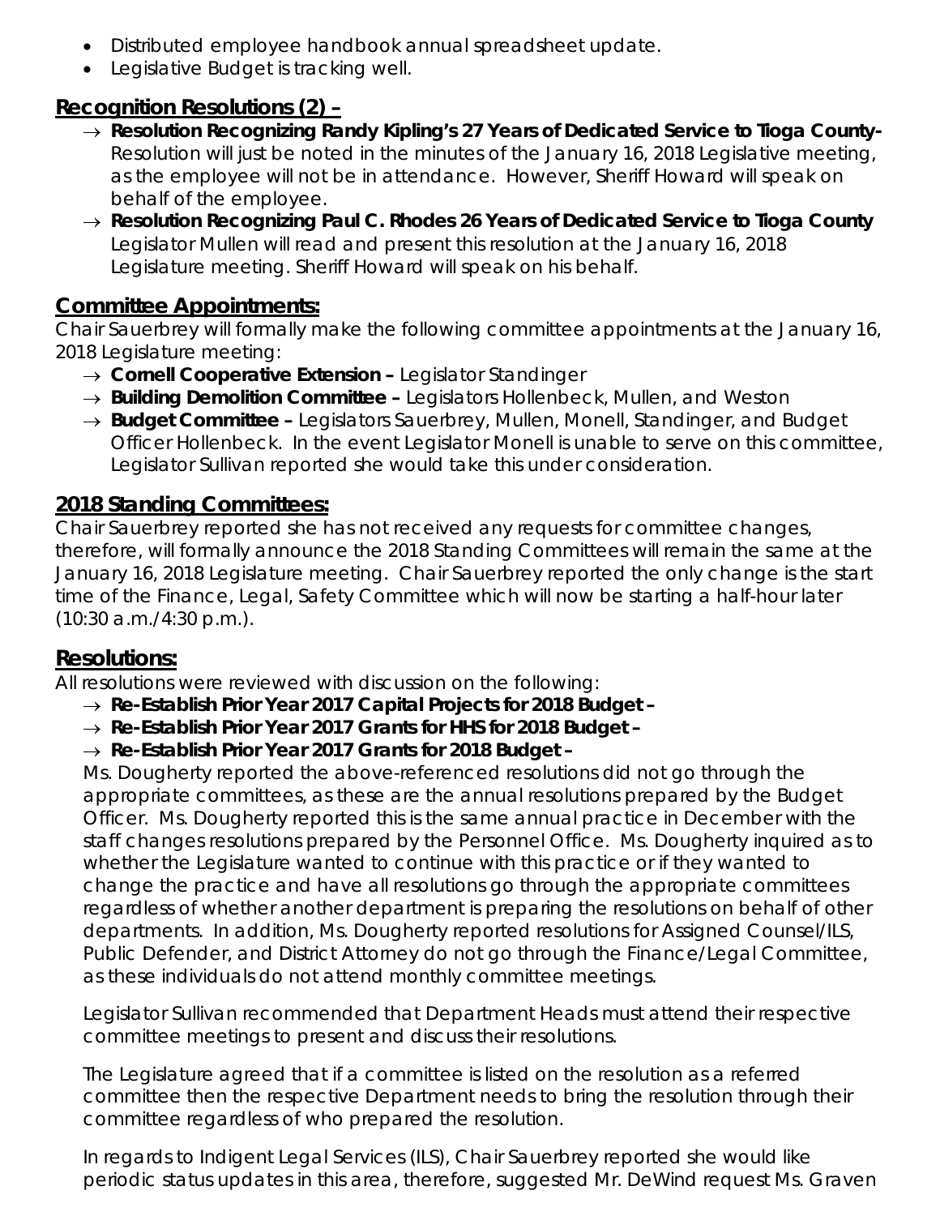- Distributed employee handbook annual spreadsheet update.
- Legislative Budget is tracking well.

## Recognition Resolutions (2) –

- → **Resolution Recognizing Randy Kipling's 27 Years of Dedicated Service to Tioga County-** Resolution will just be noted in the minutes of the January 16, 2018 Legislative meeting, as the employee will not be in attendance. However, Sheriff Howard will speak on behalf of the employee.
- → **Resolution Recognizing Paul C. Rhodes 26 Years of Dedicated Service to Tioga County** Legislator Mullen will read and present this resolution at the January 16, 2018 Legislature meeting. Sheriff Howard will speak on his behalf.

## Committee Appointments:

Chair Sauerbrey will formally make the following committee appointments at the January 16, 2018 Legislature meeting:

- → **Cornell Cooperative Extension –** Legislator Standinger
- → **Building Demolition Committee –** Legislators Hollenbeck, Mullen, and Weston
- → **Budget Committee –** Legislators Sauerbrey, Mullen, Monell, Standinger, and Budget Officer Hollenbeck. In the event Legislator Monell is unable to serve on this committee, Legislator Sullivan reported she would take this under consideration.

## 2018 Standing Committees:

Chair Sauerbrey reported she has not received any requests for committee changes, therefore, will formally announce the 2018 Standing Committees will remain the same at the January 16, 2018 Legislature meeting. Chair Sauerbrey reported the only change is the start time of the Finance, Legal, Safety Committee which will now be starting a half-hour later (10:30 a.m./4:30 p.m.).

## Resolutions:

All resolutions were reviewed with discussion on the following:

- → **Re-Establish Prior Year 2017 Capital Projects for 2018 Budget –**
- → **Re-Establish Prior Year 2017 Grants for HHS for 2018 Budget –**
- → **Re-Establish Prior Year 2017 Grants for 2018 Budget –**

Ms. Dougherty reported the above-referenced resolutions did not go through the appropriate committees, as these are the annual resolutions prepared by the Budget Officer. Ms. Dougherty reported this is the same annual practice in December with the staff changes resolutions prepared by the Personnel Office. Ms. Dougherty inquired as to whether the Legislature wanted to continue with this practice or if they wanted to change the practice and have all resolutions go through the appropriate committees regardless of whether another department is preparing the resolutions on behalf of other departments. In addition, Ms. Dougherty reported resolutions for Assigned Counsel/ILS, Public Defender, and District Attorney do not go through the Finance/Legal Committee, as these individuals do not attend monthly committee meetings.

Legislator Sullivan recommended that Department Heads must attend their respective committee meetings to present and discuss their resolutions.

The Legislature agreed that if a committee is listed on the resolution as a referred committee then the respective Department needs to bring the resolution through their committee regardless of who prepared the resolution.

In regards to Indigent Legal Services (ILS), Chair Sauerbrey reported she would like periodic status updates in this area, therefore, suggested Mr. DeWind request Ms. Graven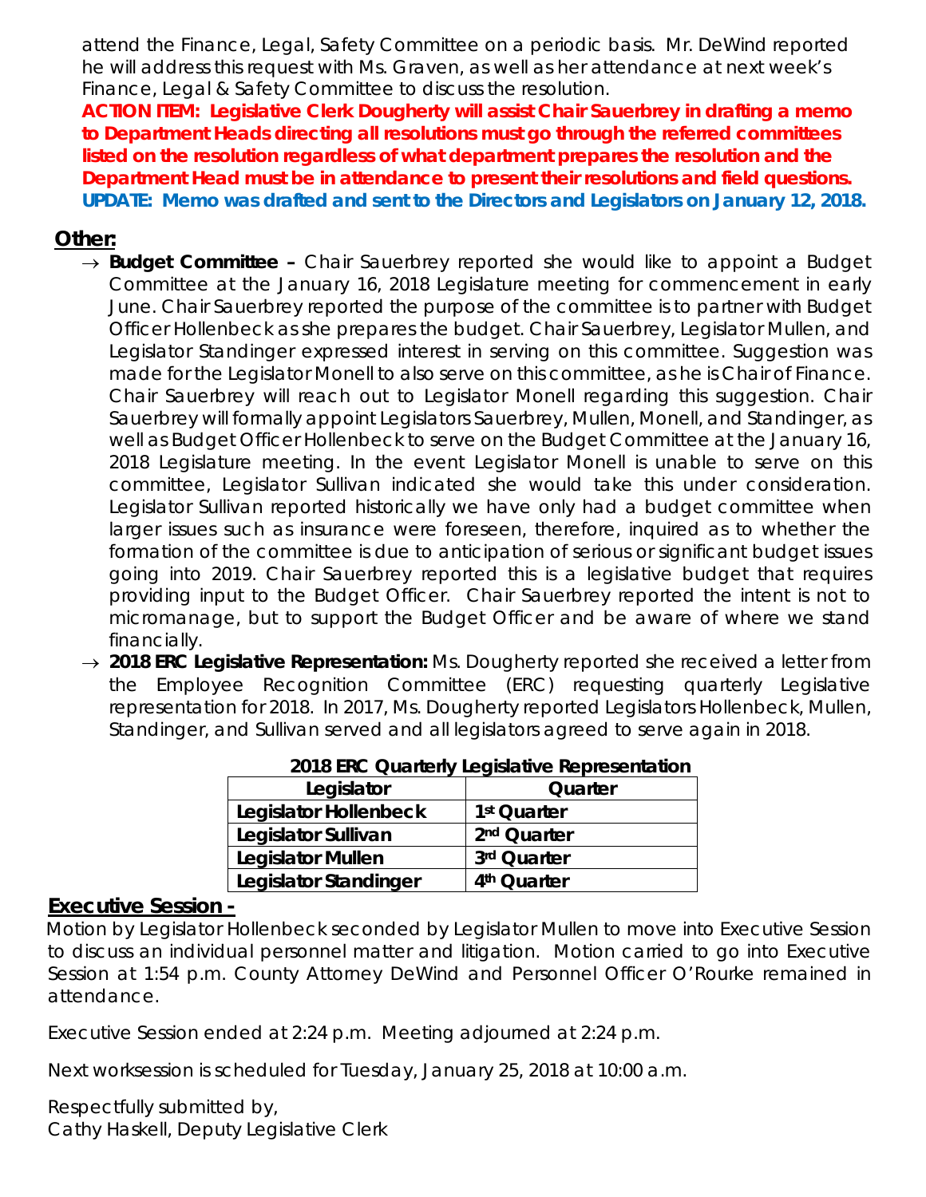attend the Finance, Legal, Safety Committee on a periodic basis. Mr. DeWind reported he will address this request with Ms. Graven, as well as her attendance at next week's Finance, Legal & Safety Committee to discuss the resolution.

**ACTION ITEM: Legislative Clerk Dougherty will assist Chair Sauerbrey in drafting a memo to Department Heads directing all resolutions must go through the referred committees listed on the resolution regardless of what department prepares the resolution and the Department Head must be in attendance to present their resolutions and field questions.**

**UPDATE: Memo was drafted and sent to the Directors and Legislators on January 12, 2018.**

## Other:

- → **Budget Committee –** Chair Sauerbrey reported she would like to appoint a Budget Committee at the January 16, 2018 Legislature meeting for commencement in early June. Chair Sauerbrey reported the purpose of the committee is to partner with Budget Officer Hollenbeck as she prepares the budget. Chair Sauerbrey, Legislator Mullen, and Legislator Standinger expressed interest in serving on this committee. Suggestion was made for the Legislator Monell to also serve on this committee, as he is Chair of Finance. Chair Sauerbrey will reach out to Legislator Monell regarding this suggestion. Chair Sauerbrey will formally appoint Legislators Sauerbrey, Mullen, Monell, and Standinger, as well as Budget Officer Hollenbeck to serve on the Budget Committee at the January 16, 2018 Legislature meeting. In the event Legislator Monell is unable to serve on this committee, Legislator Sullivan indicated she would take this under consideration. Legislator Sullivan reported historically we have only had a budget committee when larger issues such as insurance were foreseen, therefore, inquired as to whether the formation of the committee is due to anticipation of serious or significant budget issues going into 2019. Chair Sauerbrey reported this is a legislative budget that requires providing input to the Budget Officer. Chair Sauerbrey reported the intent is not to micromanage, but to support the Budget Officer and be aware of where we stand financially.
- → **2018 ERC Legislative Representation:** Ms. Dougherty reported she received a letter from the Employee Recognition Committee (ERC) requesting quarterly Legislative representation for 2018. In 2017, Ms. Dougherty reported Legislators Hollenbeck, Mullen, Standinger, and Sullivan served and all legislators agreed to serve again in 2018.

**2018 ERC Quarterly Legislative Representation**

| Legislator | Quarter |
|---|---|
| Legislator Hollenbeck | 1st Quarter |
| Legislator Sullivan | 2nd Quarter |
| Legislator Mullen | 3rd Quarter |
| Legislator Standinger | 4th Quarter |

## Executive Session -

Motion by Legislator Hollenbeck seconded by Legislator Mullen to move into Executive Session to discuss an individual personnel matter and litigation. Motion carried to go into Executive Session at 1:54 p.m. County Attorney DeWind and Personnel Officer O'Rourke remained in attendance.

Executive Session ended at 2:24 p.m. Meeting adjourned at 2:24 p.m.

Next worksession is scheduled for Tuesday, January 25, 2018 at 10:00 a.m.

Respectfully submitted by,
Cathy Haskell, Deputy Legislative Clerk